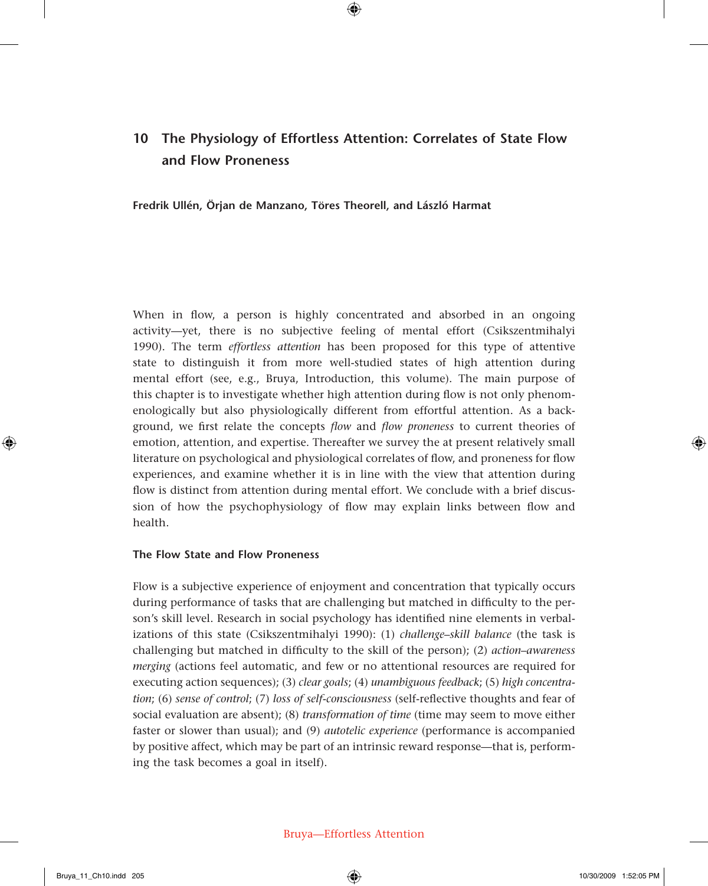# 10 The Physiology of Effortless Attention: Correlates of State Flow and Flow Proneness

**Fredrik Ullén, Örjan de Manzano, Töres Theorell, and László Harmat**

When in flow, a person is highly concentrated and absorbed in an ongoing activity—yet, there is no subjective feeling of mental effort (Csikszentmihalyi 1990). The term *effortless attention* has been proposed for this type of attentive state to distinguish it from more well-studied states of high attention during mental effort (see, e.g., Bruya, Introduction, this volume). The main purpose of this chapter is to investigate whether high attention during flow is not only phenomenologically but also physiologically different from effortful attention. As a background, we first relate the concepts *flow* and *flow proneness* to current theories of emotion, attention, and expertise. Thereafter we survey the at present relatively small literature on psychological and physiological correlates of flow, and proneness for flow experiences, and examine whether it is in line with the view that attention during flow is distinct from attention during mental effort. We conclude with a brief discussion of how the psychophysiology of flow may explain links between flow and health.

## The Flow State and Flow Proneness

Flow is a subjective experience of enjoyment and concentration that typically occurs during performance of tasks that are challenging but matched in difficulty to the person's skill level. Research in social psychology has identified nine elements in verbalizations of this state (Csikszentmihalyi 1990): (1) *challenge–skill balance* (the task is challenging but matched in difficulty to the skill of the person); (2) *action–awareness merging* (actions feel automatic, and few or no attentional resources are required for executing action sequences); (3) *clear goals*; (4) *unambiguous feedback*; (5) *high concentration*; (6) *sense of control*; (7) *loss of self-consciousness* (self-reflective thoughts and fear of social evaluation are absent); (8) *transformation of time* (time may seem to move either faster or slower than usual); and (9) *autotelic experience* (performance is accompanied by positive affect, which may be part of an intrinsic reward response—that is, performing the task becomes a goal in itself).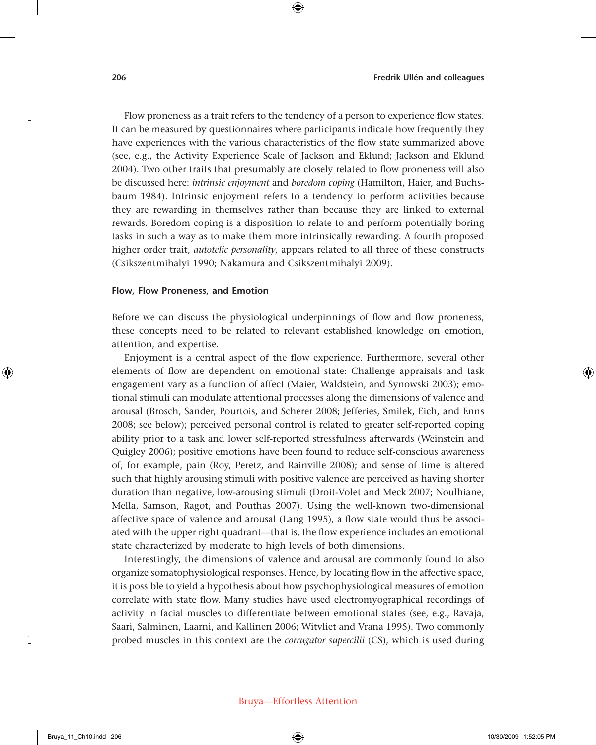Flow proneness as a trait refers to the tendency of a person to experience flow states. It can be measured by questionnaires where participants indicate how frequently they have experiences with the various characteristics of the flow state summarized above (see, e.g., the Activity Experience Scale of Jackson and Eklund; Jackson and Eklund 2004). Two other traits that presumably are closely related to flow proneness will also be discussed here: *intrinsic enjoyment* and *boredom coping* (Hamilton, Haier, and Buchsbaum 1984). Intrinsic enjoyment refers to a tendency to perform activities because they are rewarding in themselves rather than because they are linked to external rewards. Boredom coping is a disposition to relate to and perform potentially boring tasks in such a way as to make them more intrinsically rewarding. A fourth proposed higher order trait, *autotelic personality,* appears related to all three of these constructs (Csikszentmihalyi 1990; Nakamura and Csikszentmihalyi 2009).

### Flow, Flow Proneness, and Emotion

Before we can discuss the physiological underpinnings of flow and flow proneness, these concepts need to be related to relevant established knowledge on emotion, attention, and expertise.

Enjoyment is a central aspect of the flow experience. Furthermore, several other elements of flow are dependent on emotional state: Challenge appraisals and task engagement vary as a function of affect (Maier, Waldstein, and Synowski 2003); emotional stimuli can modulate attentional processes along the dimensions of valence and arousal (Brosch, Sander, Pourtois, and Scherer 2008; Jefferies, Smilek, Eich, and Enns 2008; see below); perceived personal control is related to greater self-reported coping ability prior to a task and lower self-reported stressfulness afterwards (Weinstein and Quigley 2006); positive emotions have been found to reduce self-conscious awareness of, for example, pain (Roy, Peretz, and Rainville 2008); and sense of time is altered such that highly arousing stimuli with positive valence are perceived as having shorter duration than negative, low-arousing stimuli (Droit-Volet and Meck 2007; Noulhiane, Mella, Samson, Ragot, and Pouthas 2007). Using the well-known two-dimensional affective space of valence and arousal (Lang 1995), a flow state would thus be associated with the upper right quadrant—that is, the flow experience includes an emotional state characterized by moderate to high levels of both dimensions.

Interestingly, the dimensions of valence and arousal are commonly found to also organize somatophysiological responses. Hence, by locating flow in the affective space, it is possible to yield a hypothesis about how psychophysiological measures of emotion correlate with state flow. Many studies have used electromyographical recordings of activity in facial muscles to differentiate between emotional states (see, e.g., Ravaja, Saari, Salminen, Laarni, and Kallinen 2006; Witvliet and Vrana 1995). Two commonly probed muscles in this context are the *corrugator supercilii* (CS), which is used during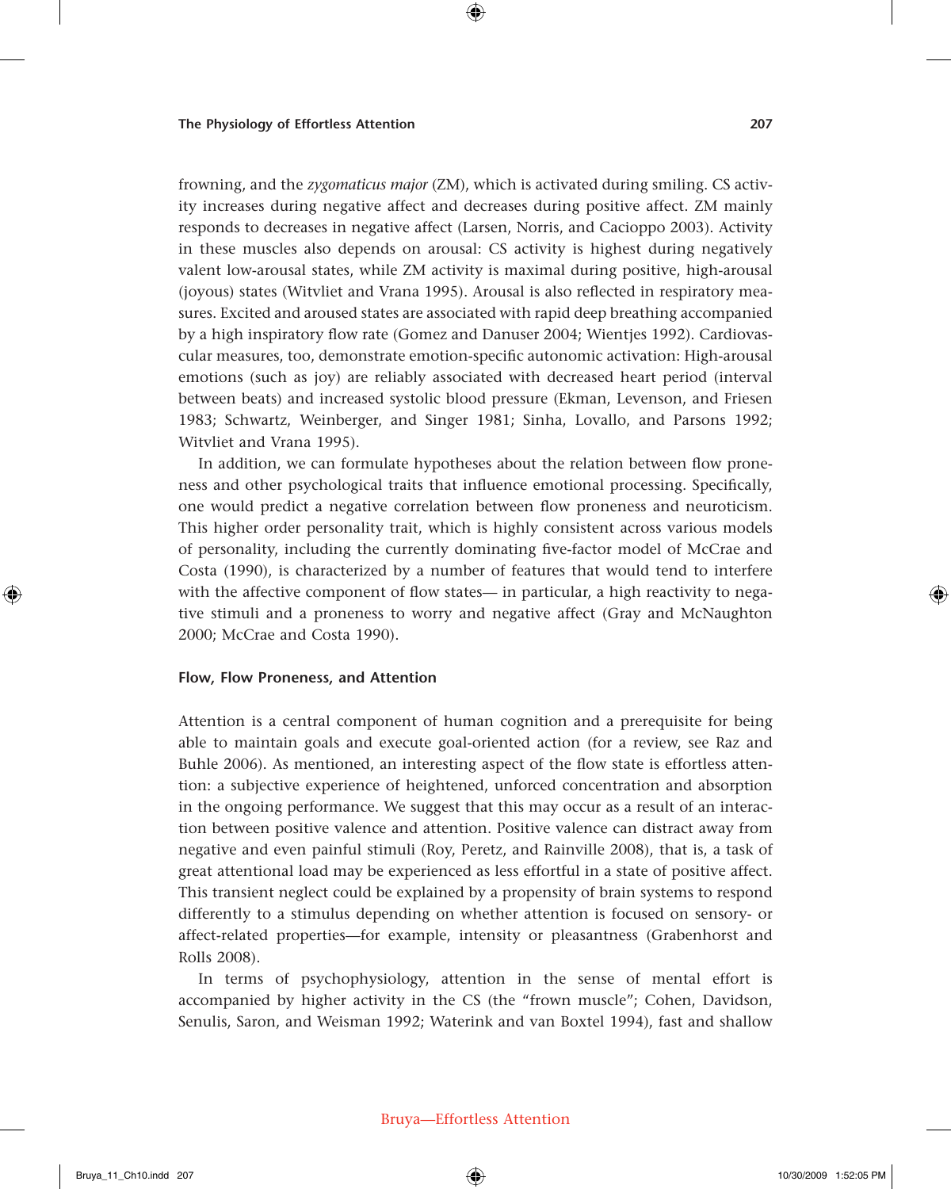frowning, and the *zygomaticus major* (ZM), which is activated during smiling. CS activity increases during negative affect and decreases during positive affect. ZM mainly responds to decreases in negative affect (Larsen, Norris, and Cacioppo 2003). Activity in these muscles also depends on arousal: CS activity is highest during negatively valent low-arousal states, while ZM activity is maximal during positive, high-arousal (joyous) states (Witvliet and Vrana 1995). Arousal is also reflected in respiratory measures. Excited and aroused states are associated with rapid deep breathing accompanied by a high inspiratory flow rate (Gomez and Danuser 2004; Wientjes 1992). Cardiovascular measures, too, demonstrate emotion-specific autonomic activation: High-arousal emotions (such as joy) are reliably associated with decreased heart period (interval between beats) and increased systolic blood pressure (Ekman, Levenson, and Friesen 1983; Schwartz, Weinberger, and Singer 1981; Sinha, Lovallo, and Parsons 1992; Witvliet and Vrana 1995).

In addition, we can formulate hypotheses about the relation between flow proneness and other psychological traits that influence emotional processing. Specifically, one would predict a negative correlation between flow proneness and neuroticism. This higher order personality trait, which is highly consistent across various models of personality, including the currently dominating five-factor model of McCrae and Costa (1990), is characterized by a number of features that would tend to interfere with the affective component of flow states— in particular, a high reactivity to negative stimuli and a proneness to worry and negative affect (Gray and McNaughton 2000; McCrae and Costa 1990).

### Flow, Flow Proneness, and Attention

Attention is a central component of human cognition and a prerequisite for being able to maintain goals and execute goal-oriented action (for a review, see Raz and Buhle 2006). As mentioned, an interesting aspect of the flow state is effortless attention: a subjective experience of heightened, unforced concentration and absorption in the ongoing performance. We suggest that this may occur as a result of an interaction between positive valence and attention. Positive valence can distract away from negative and even painful stimuli (Roy, Peretz, and Rainville 2008), that is, a task of great attentional load may be experienced as less effortful in a state of positive affect. This transient neglect could be explained by a propensity of brain systems to respond differently to a stimulus depending on whether attention is focused on sensory- or affect-related properties—for example, intensity or pleasantness (Grabenhorst and Rolls 2008).

In terms of psychophysiology, attention in the sense of mental effort is accompanied by higher activity in the CS (the "frown muscle"; Cohen, Davidson, Senulis, Saron, and Weisman 1992; Waterink and van Boxtel 1994), fast and shallow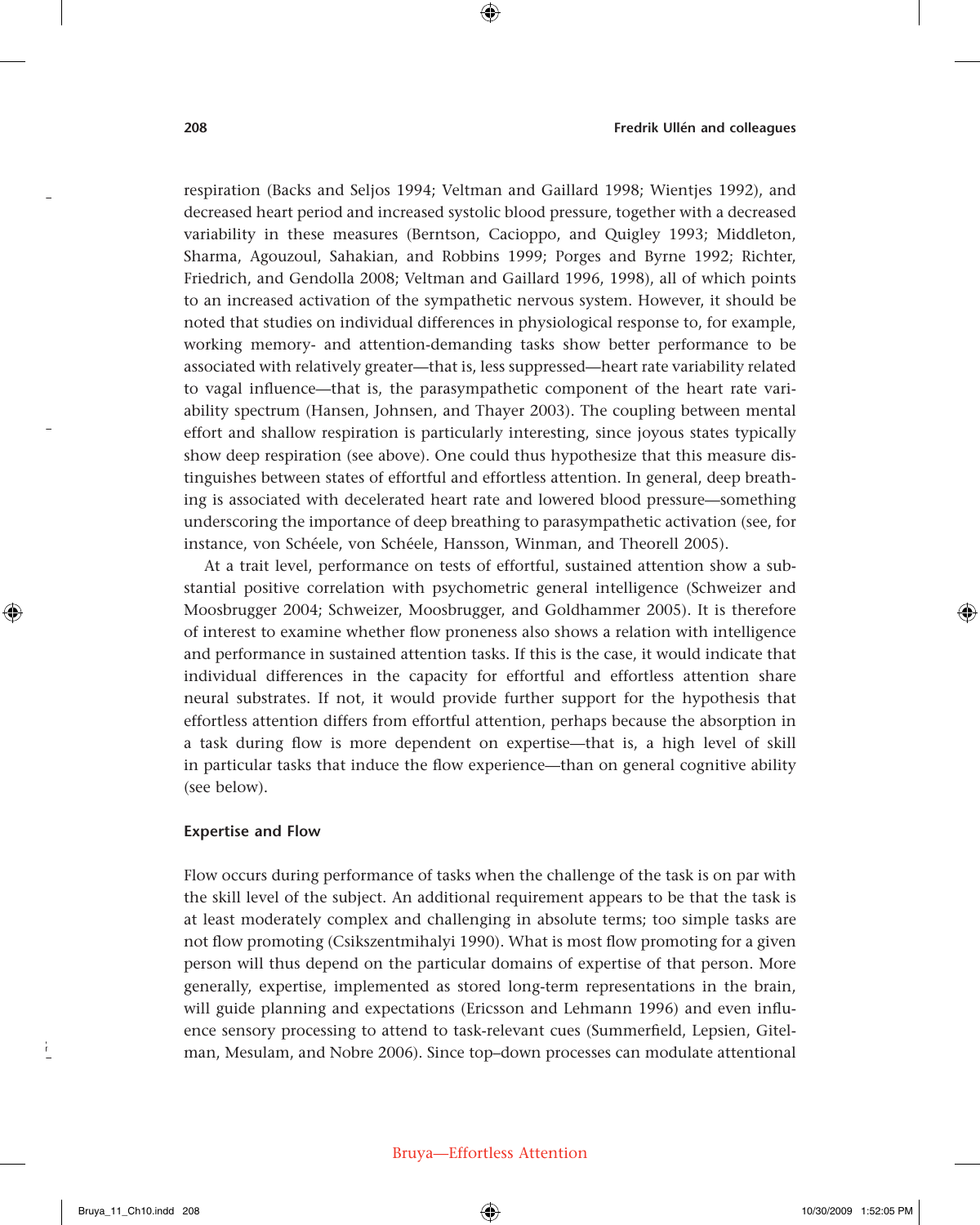respiration (Backs and Seljos 1994; Veltman and Gaillard 1998; Wientjes 1992), and decreased heart period and increased systolic blood pressure, together with a decreased variability in these measures (Berntson, Cacioppo, and Quigley 1993; Middleton, Sharma, Agouzoul, Sahakian, and Robbins 1999; Porges and Byrne 1992; Richter, Friedrich, and Gendolla 2008; Veltman and Gaillard 1996, 1998), all of which points to an increased activation of the sympathetic nervous system. However, it should be noted that studies on individual differences in physiological response to, for example, working memory- and attention-demanding tasks show better performance to be associated with relatively greater—that is, less suppressed—heart rate variability related to vagal influence—that is, the parasympathetic component of the heart rate variability spectrum (Hansen, Johnsen, and Thayer 2003). The coupling between mental effort and shallow respiration is particularly interesting, since joyous states typically show deep respiration (see above). One could thus hypothesize that this measure distinguishes between states of effortful and effortless attention. In general, deep breathing is associated with decelerated heart rate and lowered blood pressure—something underscoring the importance of deep breathing to parasympathetic activation (see, for instance, von Schéele, von Schéele, Hansson, Winman, and Theorell 2005).

At a trait level, performance on tests of effortful, sustained attention show a substantial positive correlation with psychometric general intelligence (Schweizer and Moosbrugger 2004; Schweizer, Moosbrugger, and Goldhammer 2005). It is therefore of interest to examine whether flow proneness also shows a relation with intelligence and performance in sustained attention tasks. If this is the case, it would indicate that individual differences in the capacity for effortful and effortless attention share neural substrates. If not, it would provide further support for the hypothesis that effortless attention differs from effortful attention, perhaps because the absorption in a task during flow is more dependent on expertise—that is, a high level of skill in particular tasks that induce the flow experience—than on general cognitive ability (see below).

## Expertise and Flow

Flow occurs during performance of tasks when the challenge of the task is on par with the skill level of the subject. An additional requirement appears to be that the task is at least moderately complex and challenging in absolute terms; too simple tasks are not flow promoting (Csikszentmihalyi 1990). What is most flow promoting for a given person will thus depend on the particular domains of expertise of that person. More generally, expertise, implemented as stored long-term representations in the brain, will guide planning and expectations (Ericsson and Lehmann 1996) and even influence sensory processing to attend to task-relevant cues (Summerfield, Lepsien, Gitelman, Mesulam, and Nobre 2006). Since top–down processes can modulate attentional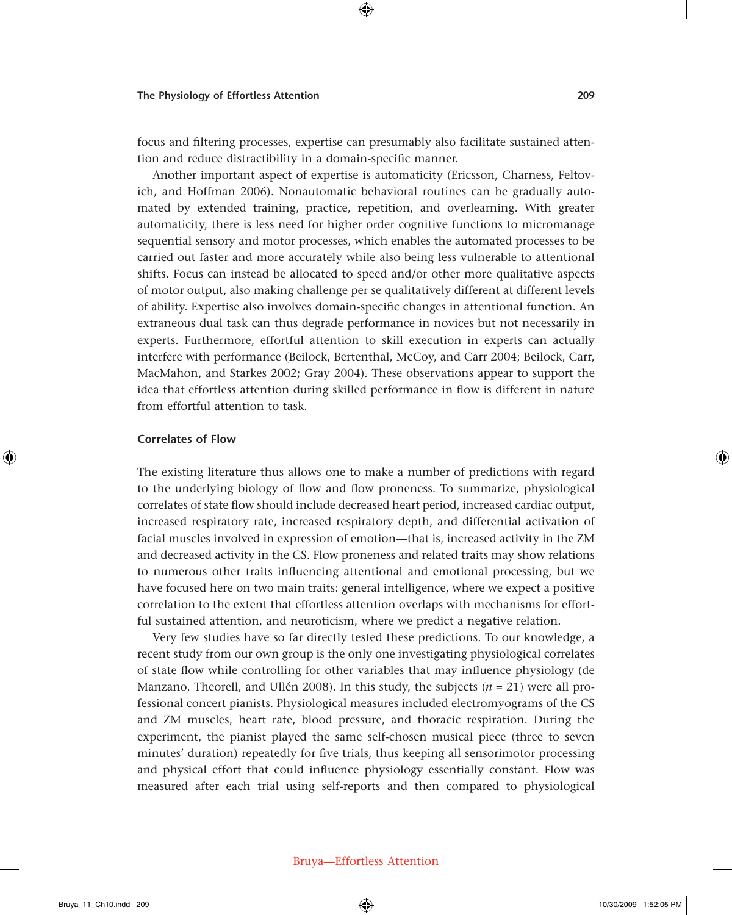focus and filtering processes, expertise can presumably also facilitate sustained attention and reduce distractibility in a domain-specific manner.

Another important aspect of expertise is automaticity (Ericsson, Charness, Feltovich, and Hoffman 2006). Nonautomatic behavioral routines can be gradually automated by extended training, practice, repetition, and overlearning. With greater automaticity, there is less need for higher order cognitive functions to micromanage sequential sensory and motor processes, which enables the automated processes to be carried out faster and more accurately while also being less vulnerable to attentional shifts. Focus can instead be allocated to speed and/or other more qualitative aspects of motor output, also making challenge per se qualitatively different at different levels of ability. Expertise also involves domain-specific changes in attentional function. An extraneous dual task can thus degrade performance in novices but not necessarily in experts. Furthermore, effortful attention to skill execution in experts can actually interfere with performance (Beilock, Bertenthal, McCoy, and Carr 2004; Beilock, Carr, MacMahon, and Starkes 2002; Gray 2004). These observations appear to support the idea that effortless attention during skilled performance in flow is different in nature from effortful attention to task.

## Correlates of Flow

The existing literature thus allows one to make a number of predictions with regard to the underlying biology of flow and flow proneness. To summarize, physiological correlates of state flow should include decreased heart period, increased cardiac output, increased respiratory rate, increased respiratory depth, and differential activation of facial muscles involved in expression of emotion—that is, increased activity in the ZM and decreased activity in the CS. Flow proneness and related traits may show relations to numerous other traits influencing attentional and emotional processing, but we have focused here on two main traits: general intelligence, where we expect a positive correlation to the extent that effortless attention overlaps with mechanisms for effortful sustained attention, and neuroticism, where we predict a negative relation.

Very few studies have so far directly tested these predictions. To our knowledge, a recent study from our own group is the only one investigating physiological correlates of state flow while controlling for other variables that may influence physiology (de Manzano, Theorell, and Ullén 2008). In this study, the subjects ($n = 21$) were all professional concert pianists. Physiological measures included electromyograms of the CS and ZM muscles, heart rate, blood pressure, and thoracic respiration. During the experiment, the pianist played the same self-chosen musical piece (three to seven minutes' duration) repeatedly for five trials, thus keeping all sensorimotor processing and physical effort that could influence physiology essentially constant. Flow was measured after each trial using self-reports and then compared to physiological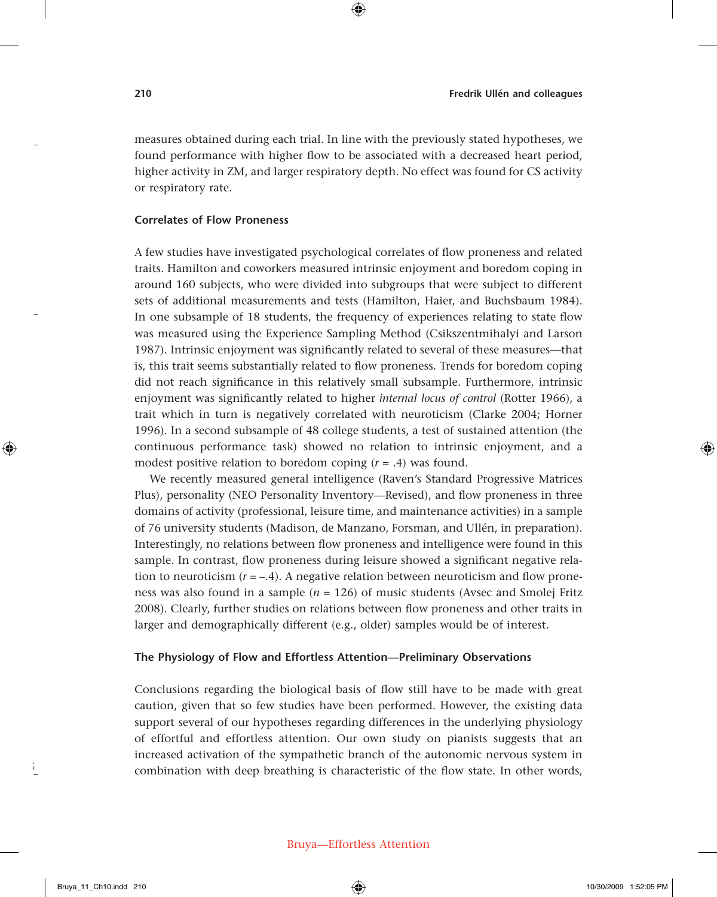measures obtained during each trial. In line with the previously stated hypotheses, we found performance with higher flow to be associated with a decreased heart period, higher activity in ZM, and larger respiratory depth. No effect was found for CS activity or respiratory rate.

### Correlates of Flow Proneness

A few studies have investigated psychological correlates of flow proneness and related traits. Hamilton and coworkers measured intrinsic enjoyment and boredom coping in around 160 subjects, who were divided into subgroups that were subject to different sets of additional measurements and tests (Hamilton, Haier, and Buchsbaum 1984). In one subsample of 18 students, the frequency of experiences relating to state flow was measured using the Experience Sampling Method (Csikszentmihalyi and Larson 1987). Intrinsic enjoyment was significantly related to several of these measures—that is, this trait seems substantially related to flow proneness. Trends for boredom coping did not reach significance in this relatively small subsample. Furthermore, intrinsic enjoyment was significantly related to higher *internal locus of control* (Rotter 1966), a trait which in turn is negatively correlated with neuroticism (Clarke 2004; Horner 1996). In a second subsample of 48 college students, a test of sustained attention (the continuous performance task) showed no relation to intrinsic enjoyment, and a modest positive relation to boredom coping ($r = .4$) was found.

We recently measured general intelligence (Raven's Standard Progressive Matrices Plus), personality (NEO Personality Inventory—Revised), and flow proneness in three domains of activity (professional, leisure time, and maintenance activities) in a sample of 76 university students (Madison, de Manzano, Forsman, and Ullén, in preparation). Interestingly, no relations between flow proneness and intelligence were found in this sample. In contrast, flow proneness during leisure showed a significant negative relation to neuroticism ($r = -.4$). A negative relation between neuroticism and flow proneness was also found in a sample ($n = 126$) of music students (Avsec and Smolej Fritz 2008). Clearly, further studies on relations between flow proneness and other traits in larger and demographically different (e.g., older) samples would be of interest.

### The Physiology of Flow and Effortless Attention—Preliminary Observations

Conclusions regarding the biological basis of flow still have to be made with great caution, given that so few studies have been performed. However, the existing data support several of our hypotheses regarding differences in the underlying physiology of effortful and effortless attention. Our own study on pianists suggests that an increased activation of the sympathetic branch of the autonomic nervous system in combination with deep breathing is characteristic of the flow state. In other words,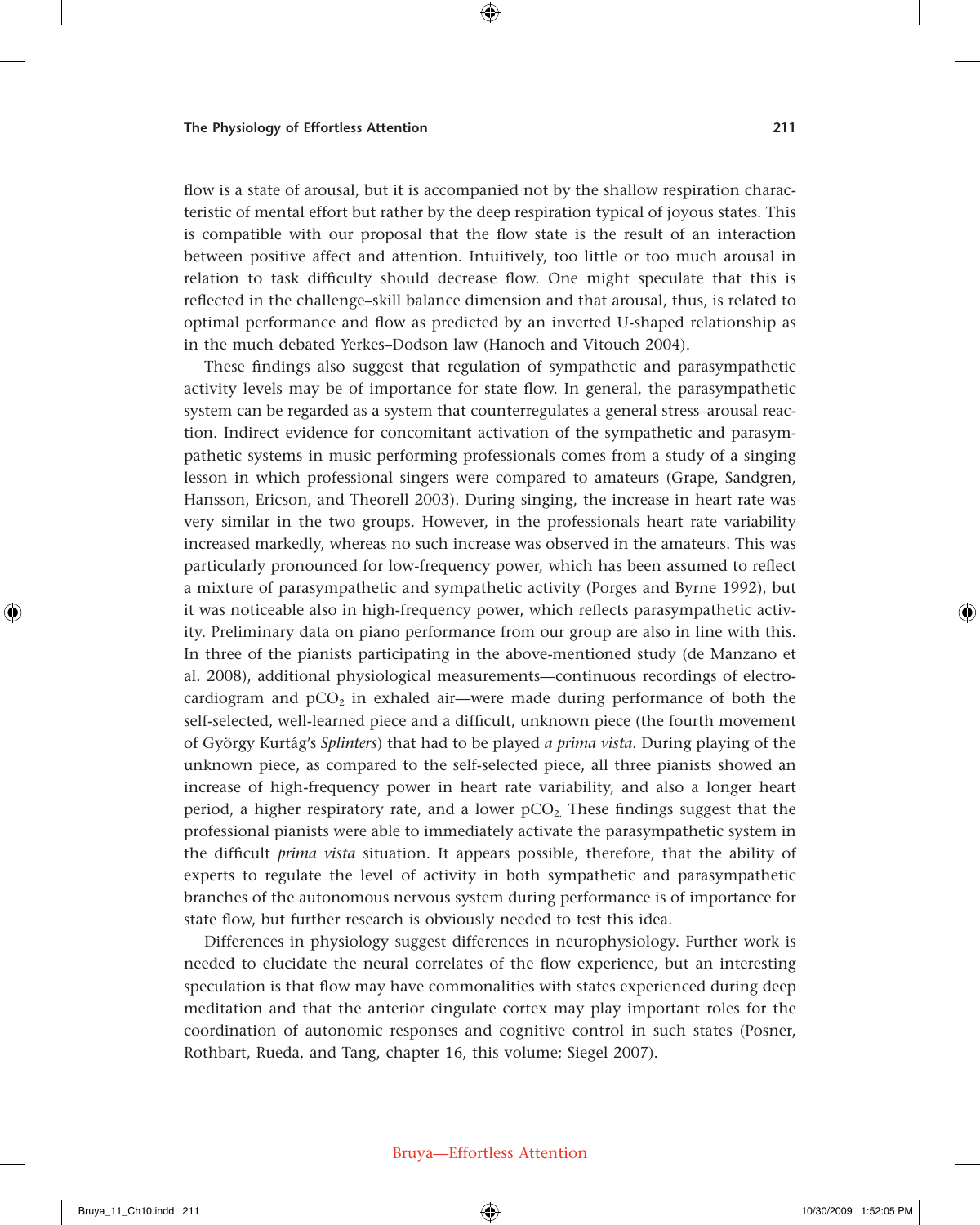flow is a state of arousal, but it is accompanied not by the shallow respiration characteristic of mental effort but rather by the deep respiration typical of joyous states. This is compatible with our proposal that the flow state is the result of an interaction between positive affect and attention. Intuitively, too little or too much arousal in relation to task difficulty should decrease flow. One might speculate that this is reflected in the challenge–skill balance dimension and that arousal, thus, is related to optimal performance and flow as predicted by an inverted U-shaped relationship as in the much debated Yerkes–Dodson law (Hanoch and Vitouch 2004).

These findings also suggest that regulation of sympathetic and parasympathetic activity levels may be of importance for state flow. In general, the parasympathetic system can be regarded as a system that counterregulates a general stress–arousal reaction. Indirect evidence for concomitant activation of the sympathetic and parasympathetic systems in music performing professionals comes from a study of a singing lesson in which professional singers were compared to amateurs (Grape, Sandgren, Hansson, Ericson, and Theorell 2003). During singing, the increase in heart rate was very similar in the two groups. However, in the professionals heart rate variability increased markedly, whereas no such increase was observed in the amateurs. This was particularly pronounced for low-frequency power, which has been assumed to reflect a mixture of parasympathetic and sympathetic activity (Porges and Byrne 1992), but it was noticeable also in high-frequency power, which reflects parasympathetic activity. Preliminary data on piano performance from our group are also in line with this. In three of the pianists participating in the above-mentioned study (de Manzano et al. 2008), additional physiological measurements—continuous recordings of electrocardiogram and $pCO_2$ in exhaled air—were made during performance of both the self-selected, well-learned piece and a difficult, unknown piece (the fourth movement of György Kurtág's *Splinters*) that had to be played *a prima vista*. During playing of the unknown piece, as compared to the self-selected piece, all three pianists showed an increase of high-frequency power in heart rate variability, and also a longer heart period, a higher respiratory rate, and a lower $pCO_2$. These findings suggest that the professional pianists were able to immediately activate the parasympathetic system in the difficult *prima vista* situation. It appears possible, therefore, that the ability of experts to regulate the level of activity in both sympathetic and parasympathetic branches of the autonomous nervous system during performance is of importance for state flow, but further research is obviously needed to test this idea.

Differences in physiology suggest differences in neurophysiology. Further work is needed to elucidate the neural correlates of the flow experience, but an interesting speculation is that flow may have commonalities with states experienced during deep meditation and that the anterior cingulate cortex may play important roles for the coordination of autonomic responses and cognitive control in such states (Posner, Rothbart, Rueda, and Tang, chapter 16, this volume; Siegel 2007).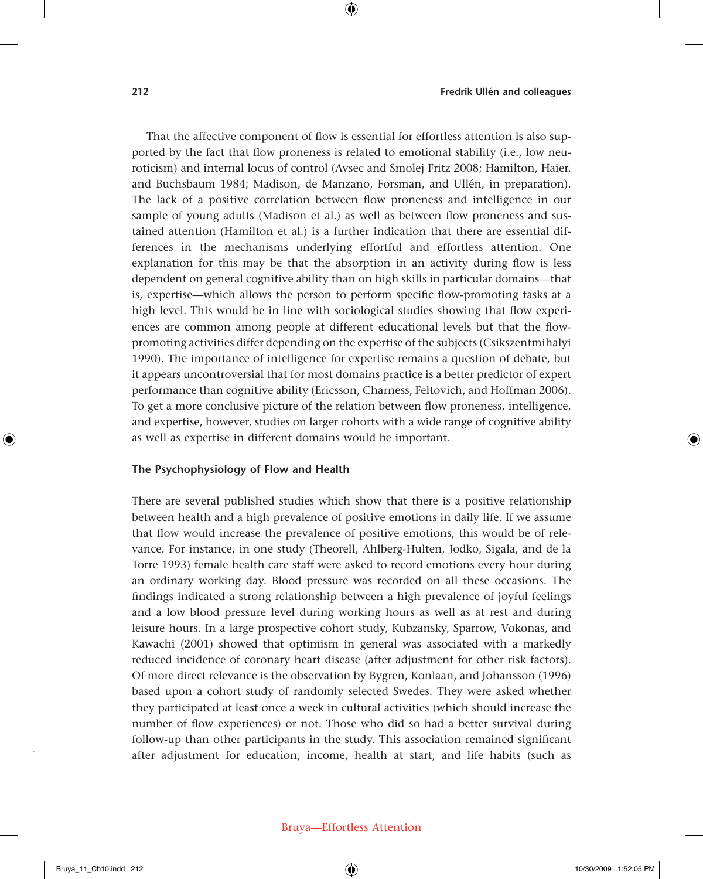That the affective component of flow is essential for effortless attention is also supported by the fact that flow proneness is related to emotional stability (i.e., low neuroticism) and internal locus of control (Avsec and Smolej Fritz 2008; Hamilton, Haier, and Buchsbaum 1984; Madison, de Manzano, Forsman, and Ullén, in preparation). The lack of a positive correlation between flow proneness and intelligence in our sample of young adults (Madison et al.) as well as between flow proneness and sustained attention (Hamilton et al.) is a further indication that there are essential differences in the mechanisms underlying effortful and effortless attention. One explanation for this may be that the absorption in an activity during flow is less dependent on general cognitive ability than on high skills in particular domains—that is, expertise—which allows the person to perform specific flow-promoting tasks at a high level. This would be in line with sociological studies showing that flow experiences are common among people at different educational levels but that the flow-promoting activities differ depending on the expertise of the subjects (Csikszentmihalyi 1990). The importance of intelligence for expertise remains a question of debate, but it appears uncontroversial that for most domains practice is a better predictor of expert performance than cognitive ability (Ericsson, Charness, Feltovich, and Hoffman 2006). To get a more conclusive picture of the relation between flow proneness, intelligence, and expertise, however, studies on larger cohorts with a wide range of cognitive ability as well as expertise in different domains would be important.

### The Psychophysiology of Flow and Health

There are several published studies which show that there is a positive relationship between health and a high prevalence of positive emotions in daily life. If we assume that flow would increase the prevalence of positive emotions, this would be of relevance. For instance, in one study (Theorell, Ahlberg-Hulten, Jodko, Sigala, and de la Torre 1993) female health care staff were asked to record emotions every hour during an ordinary working day. Blood pressure was recorded on all these occasions. The findings indicated a strong relationship between a high prevalence of joyful feelings and a low blood pressure level during working hours as well as at rest and during leisure hours. In a large prospective cohort study, Kubzansky, Sparrow, Vokonas, and Kawachi (2001) showed that optimism in general was associated with a markedly reduced incidence of coronary heart disease (after adjustment for other risk factors). Of more direct relevance is the observation by Bygren, Konlaan, and Johansson (1996) based upon a cohort study of randomly selected Swedes. They were asked whether they participated at least once a week in cultural activities (which should increase the number of flow experiences) or not. Those who did so had a better survival during follow-up than other participants in the study. This association remained significant after adjustment for education, income, health at start, and life habits (such as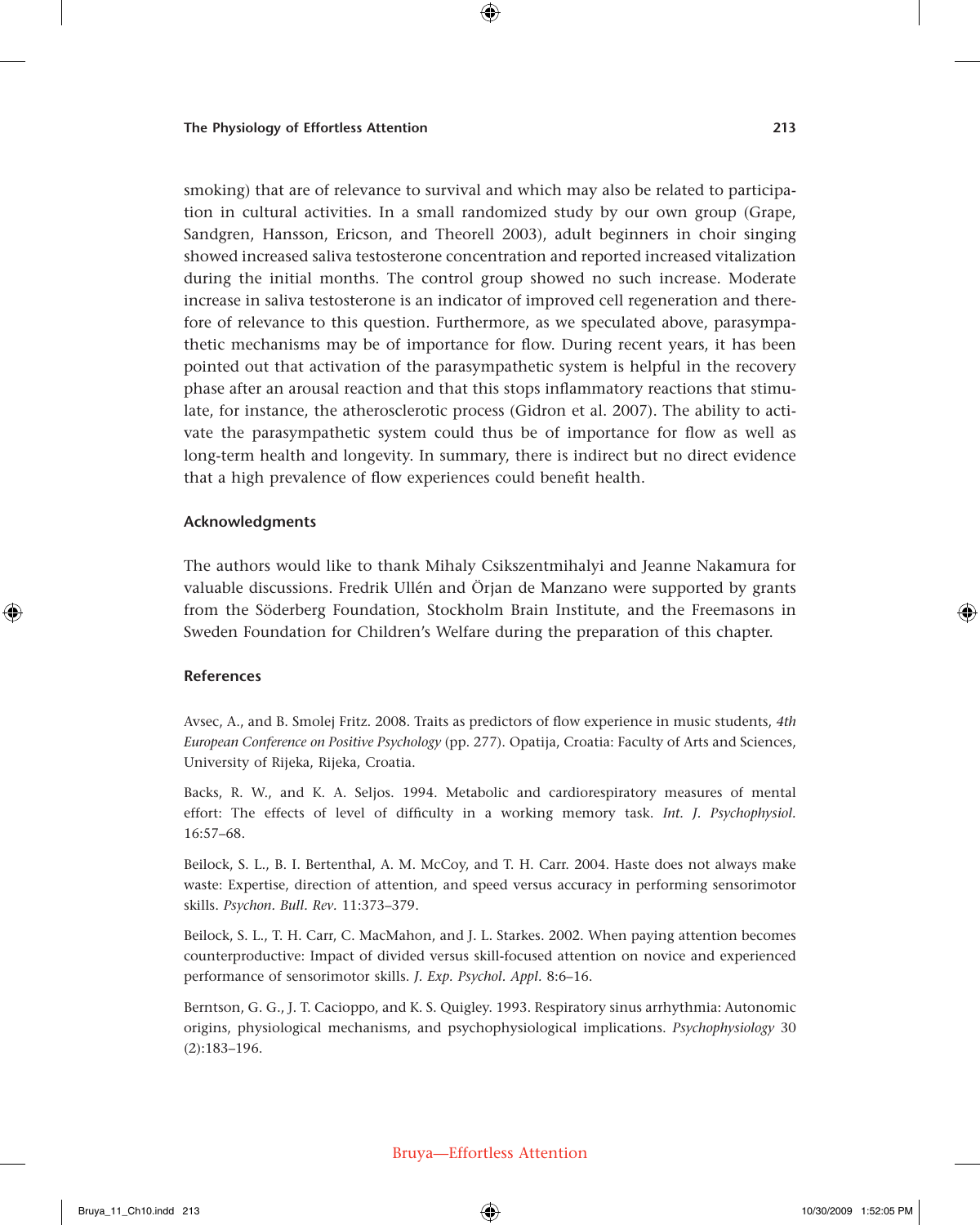smoking) that are of relevance to survival and which may also be related to participation in cultural activities. In a small randomized study by our own group (Grape, Sandgren, Hansson, Ericson, and Theorell 2003), adult beginners in choir singing showed increased saliva testosterone concentration and reported increased vitalization during the initial months. The control group showed no such increase. Moderate increase in saliva testosterone is an indicator of improved cell regeneration and therefore of relevance to this question. Furthermore, as we speculated above, parasympathetic mechanisms may be of importance for flow. During recent years, it has been pointed out that activation of the parasympathetic system is helpful in the recovery phase after an arousal reaction and that this stops inflammatory reactions that stimulate, for instance, the atherosclerotic process (Gidron et al. 2007). The ability to activate the parasympathetic system could thus be of importance for flow as well as long-term health and longevity. In summary, there is indirect but no direct evidence that a high prevalence of flow experiences could benefit health.

## Acknowledgments

The authors would like to thank Mihaly Csikszentmihalyi and Jeanne Nakamura for valuable discussions. Fredrik Ullén and Örjan de Manzano were supported by grants from the Söderberg Foundation, Stockholm Brain Institute, and the Freemasons in Sweden Foundation for Children's Welfare during the preparation of this chapter.

## References

Avsec, A., and B. Smolej Fritz. 2008. Traits as predictors of flow experience in music students, *4th European Conference on Positive Psychology* (pp. 277). Opatija, Croatia: Faculty of Arts and Sciences, University of Rijeka, Rijeka, Croatia.

Backs, R. W., and K. A. Seljos. 1994. Metabolic and cardiorespiratory measures of mental effort: The effects of level of difficulty in a working memory task. *Int. J. Psychophysiol.* 16:57–68.

Beilock, S. L., B. I. Bertenthal, A. M. McCoy, and T. H. Carr. 2004. Haste does not always make waste: Expertise, direction of attention, and speed versus accuracy in performing sensorimotor skills. *Psychon. Bull. Rev.* 11:373–379.

Beilock, S. L., T. H. Carr, C. MacMahon, and J. L. Starkes. 2002. When paying attention becomes counterproductive: Impact of divided versus skill-focused attention on novice and experienced performance of sensorimotor skills. *J. Exp. Psychol. Appl.* 8:6–16.

Berntson, G. G., J. T. Cacioppo, and K. S. Quigley. 1993. Respiratory sinus arrhythmia: Autonomic origins, physiological mechanisms, and psychophysiological implications. *Psychophysiology* 30 (2):183–196.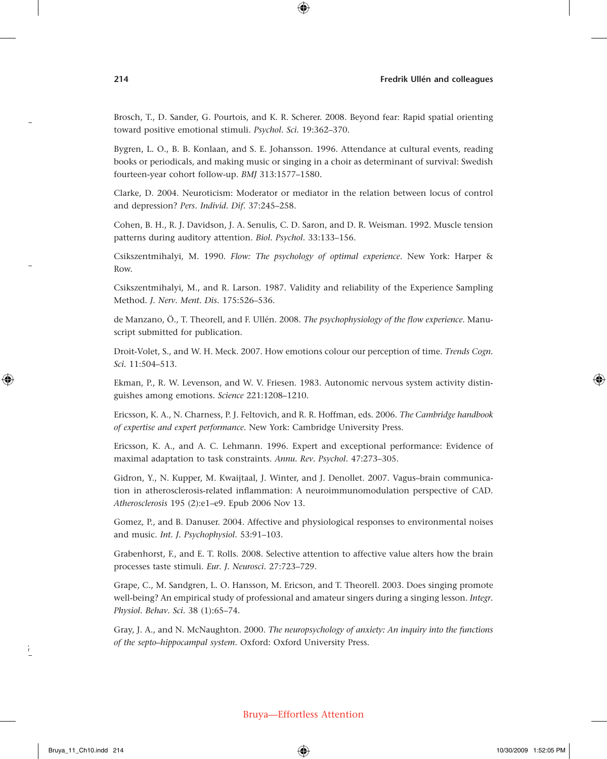Brosch, T., D. Sander, G. Pourtois, and K. R. Scherer. 2008. Beyond fear: Rapid spatial orienting toward positive emotional stimuli. *Psychol. Sci.* 19:362–370.

Bygren, L. O., B. B. Konlaan, and S. E. Johansson. 1996. Attendance at cultural events, reading books or periodicals, and making music or singing in a choir as determinant of survival: Swedish fourteen-year cohort follow-up. *BMJ* 313:1577–1580.

Clarke, D. 2004. Neuroticism: Moderator or mediator in the relation between locus of control and depression? *Pers. Individ. Dif.* 37:245–258.

Cohen, B. H., R. J. Davidson, J. A. Senulis, C. D. Saron, and D. R. Weisman. 1992. Muscle tension patterns during auditory attention. *Biol. Psychol.* 33:133–156.

Csikszentmihalyi, M. 1990. *Flow: The psychology of optimal experience.* New York: Harper & Row.

Csikszentmihalyi, M., and R. Larson. 1987. Validity and reliability of the Experience Sampling Method. *J. Nerv. Ment. Dis.* 175:526–536.

de Manzano, Ö., T. Theorell, and F. Ullén. 2008. *The psychophysiology of the flow experience*. Manuscript submitted for publication.

Droit-Volet, S., and W. H. Meck. 2007. How emotions colour our perception of time. *Trends Cogn. Sci.* 11:504–513.

Ekman, P., R. W. Levenson, and W. V. Friesen. 1983. Autonomic nervous system activity distinguishes among emotions. *Science* 221:1208–1210.

Ericsson, K. A., N. Charness, P. J. Feltovich, and R. R. Hoffman, eds. 2006. *The Cambridge handbook of expertise and expert performance*. New York: Cambridge University Press.

Ericsson, K. A., and A. C. Lehmann. 1996. Expert and exceptional performance: Evidence of maximal adaptation to task constraints. *Annu. Rev. Psychol.* 47:273–305.

Gidron, Y., N. Kupper, M. Kwaijtaal, J. Winter, and J. Denollet. 2007. Vagus–brain communication in atherosclerosis-related inflammation: A neuroimmunomodulation perspective of CAD. *Atherosclerosis* 195 (2):e1–e9. Epub 2006 Nov 13.

Gomez, P., and B. Danuser. 2004. Affective and physiological responses to environmental noises and music. *Int. J. Psychophysiol.* 53:91–103.

Grabenhorst, F., and E. T. Rolls. 2008. Selective attention to affective value alters how the brain processes taste stimuli. *Eur. J. Neurosci.* 27:723–729.

Grape, C., M. Sandgren, L. O. Hansson, M. Ericson, and T. Theorell. 2003. Does singing promote well-being? An empirical study of professional and amateur singers during a singing lesson. *Integr. Physiol. Behav. Sci.* 38 (1):65–74.

Gray, J. A., and N. McNaughton. 2000. *The neuropsychology of anxiety: An inquiry into the functions of the septo–hippocampal system.* Oxford: Oxford University Press.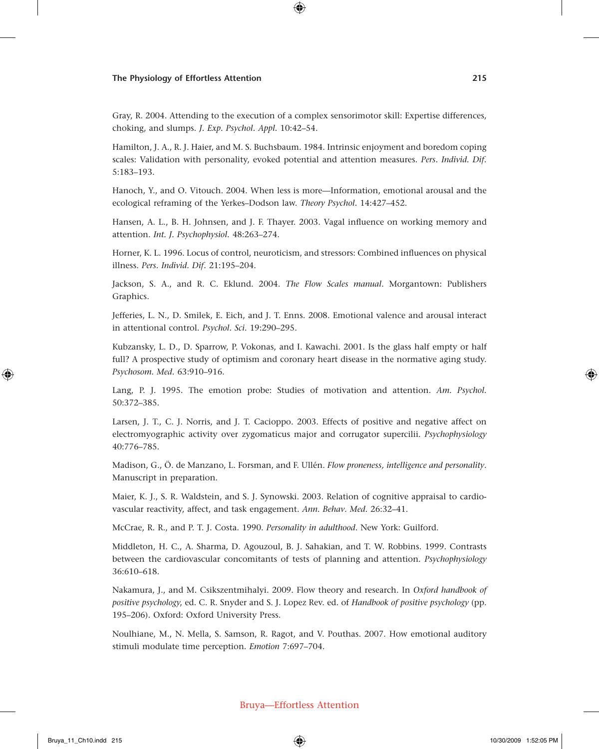Gray, R. 2004. Attending to the execution of a complex sensorimotor skill: Expertise differences, choking, and slumps. *J. Exp. Psychol. Appl.* 10:42–54.

Hamilton, J. A., R. J. Haier, and M. S. Buchsbaum. 1984. Intrinsic enjoyment and boredom coping scales: Validation with personality, evoked potential and attention measures. *Pers. Individ. Dif.* 5:183–193.

Hanoch, Y., and O. Vitouch. 2004. When less is more—Information, emotional arousal and the ecological reframing of the Yerkes–Dodson law. *Theory Psychol.* 14:427–452.

Hansen, A. L., B. H. Johnsen, and J. F. Thayer. 2003. Vagal influence on working memory and attention. *Int. J. Psychophysiol.* 48:263–274.

Horner, K. L. 1996. Locus of control, neuroticism, and stressors: Combined influences on physical illness. *Pers. Individ. Dif.* 21:195–204.

Jackson, S. A., and R. C. Eklund. 2004. *The Flow Scales manual*. Morgantown: Publishers Graphics.

Jefferies, L. N., D. Smilek, E. Eich, and J. T. Enns. 2008. Emotional valence and arousal interact in attentional control. *Psychol. Sci.* 19:290–295.

Kubzansky, L. D., D. Sparrow, P. Vokonas, and I. Kawachi. 2001. Is the glass half empty or half full? A prospective study of optimism and coronary heart disease in the normative aging study. *Psychosom. Med.* 63:910–916.

Lang, P. J. 1995. The emotion probe: Studies of motivation and attention. *Am. Psychol.* 50:372–385.

Larsen, J. T., C. J. Norris, and J. T. Cacioppo. 2003. Effects of positive and negative affect on electromyographic activity over zygomaticus major and corrugator supercilii. *Psychophysiology* 40:776–785.

Madison, G., Ö. de Manzano, L. Forsman, and F. Ullén. *Flow proneness, intelligence and personality*. Manuscript in preparation.

Maier, K. J., S. R. Waldstein, and S. J. Synowski. 2003. Relation of cognitive appraisal to cardiovascular reactivity, affect, and task engagement. *Ann. Behav. Med.* 26:32–41.

McCrae, R. R., and P. T. J. Costa. 1990. *Personality in adulthood*. New York: Guilford.

Middleton, H. C., A. Sharma, D. Agouzoul, B. J. Sahakian, and T. W. Robbins. 1999. Contrasts between the cardiovascular concomitants of tests of planning and attention. *Psychophysiology* 36:610–618.

Nakamura, J., and M. Csikszentmihalyi. 2009. Flow theory and research. In *Oxford handbook of positive psychology*, ed. C. R. Snyder and S. J. Lopez Rev. ed. of *Handbook of positive psychology* (pp. 195–206). Oxford: Oxford University Press.

Noulhiane, M., N. Mella, S. Samson, R. Ragot, and V. Pouthas. 2007. How emotional auditory stimuli modulate time perception. *Emotion* 7:697–704.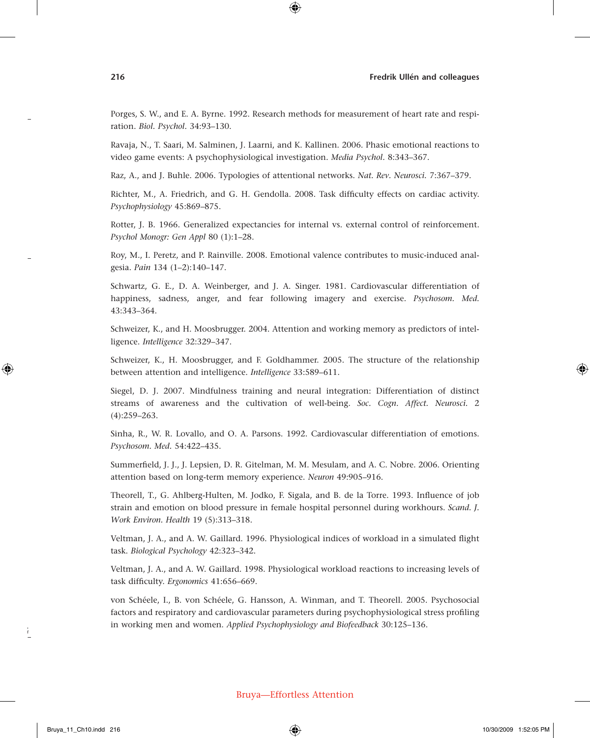Porges, S. W., and E. A. Byrne. 1992. Research methods for measurement of heart rate and respiration. *Biol. Psychol.* 34:93–130.

Ravaja, N., T. Saari, M. Salminen, J. Laarni, and K. Kallinen. 2006. Phasic emotional reactions to video game events: A psychophysiological investigation. *Media Psychol.* 8:343–367.

Raz, A., and J. Buhle. 2006. Typologies of attentional networks. *Nat. Rev. Neurosci.* 7:367–379.

Richter, M., A. Friedrich, and G. H. Gendolla. 2008. Task difficulty effects on cardiac activity. *Psychophysiology* 45:869–875.

Rotter, J. B. 1966. Generalized expectancies for internal vs. external control of reinforcement. *Psychol Monogr: Gen Appl* 80 (1):1–28.

Roy, M., I. Peretz, and P. Rainville. 2008. Emotional valence contributes to music-induced analgesia. *Pain* 134 (1–2):140–147.

Schwartz, G. E., D. A. Weinberger, and J. A. Singer. 1981. Cardiovascular differentiation of happiness, sadness, anger, and fear following imagery and exercise. *Psychosom. Med.* 43:343–364.

Schweizer, K., and H. Moosbrugger. 2004. Attention and working memory as predictors of intelligence. *Intelligence* 32:329–347.

Schweizer, K., H. Moosbrugger, and F. Goldhammer. 2005. The structure of the relationship between attention and intelligence. *Intelligence* 33:589–611.

Siegel, D. J. 2007. Mindfulness training and neural integration: Differentiation of distinct streams of awareness and the cultivation of well-being. *Soc. Cogn. Affect. Neurosci.* 2 (4):259–263.

Sinha, R., W. R. Lovallo, and O. A. Parsons. 1992. Cardiovascular differentiation of emotions. *Psychosom. Med.* 54:422–435.

Summerfield, J. J., J. Lepsien, D. R. Gitelman, M. M. Mesulam, and A. C. Nobre. 2006. Orienting attention based on long-term memory experience. *Neuron* 49:905–916.

Theorell, T., G. Ahlberg-Hulten, M. Jodko, F. Sigala, and B. de la Torre. 1993. Influence of job strain and emotion on blood pressure in female hospital personnel during workhours. *Scand. J. Work Environ. Health* 19 (5):313–318.

Veltman, J. A., and A. W. Gaillard. 1996. Physiological indices of workload in a simulated flight task. *Biological Psychology* 42:323–342.

Veltman, J. A., and A. W. Gaillard. 1998. Physiological workload reactions to increasing levels of task difficulty. *Ergonomics* 41:656–669.

von Schéele, I., B. von Schéele, G. Hansson, A. Winman, and T. Theorell. 2005. Psychosocial factors and respiratory and cardiovascular parameters during psychophysiological stress profiling in working men and women. *Applied Psychophysiology and Biofeedback* 30:125–136.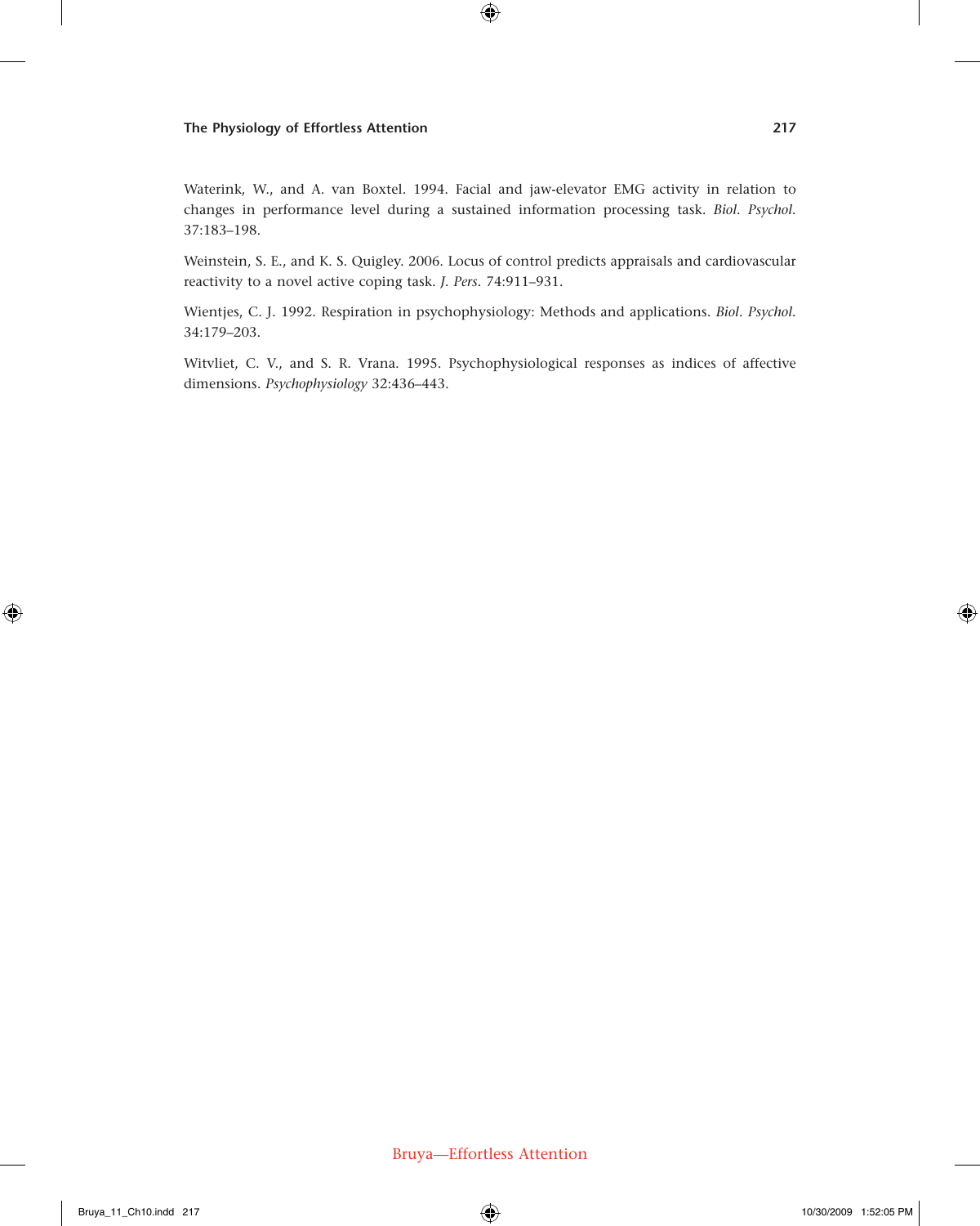Waterink, W., and A. van Boxtel. 1994. Facial and jaw-elevator EMG activity in relation to changes in performance level during a sustained information processing task. *Biol. Psychol.* 37:183–198.

Weinstein, S. E., and K. S. Quigley. 2006. Locus of control predicts appraisals and cardiovascular reactivity to a novel active coping task. *J. Pers.* 74:911–931.

Wientjes, C. J. 1992. Respiration in psychophysiology: Methods and applications. *Biol. Psychol.* 34:179–203.

Witvliet, C. V., and S. R. Vrana. 1995. Psychophysiological responses as indices of affective dimensions. *Psychophysiology* 32:436–443.